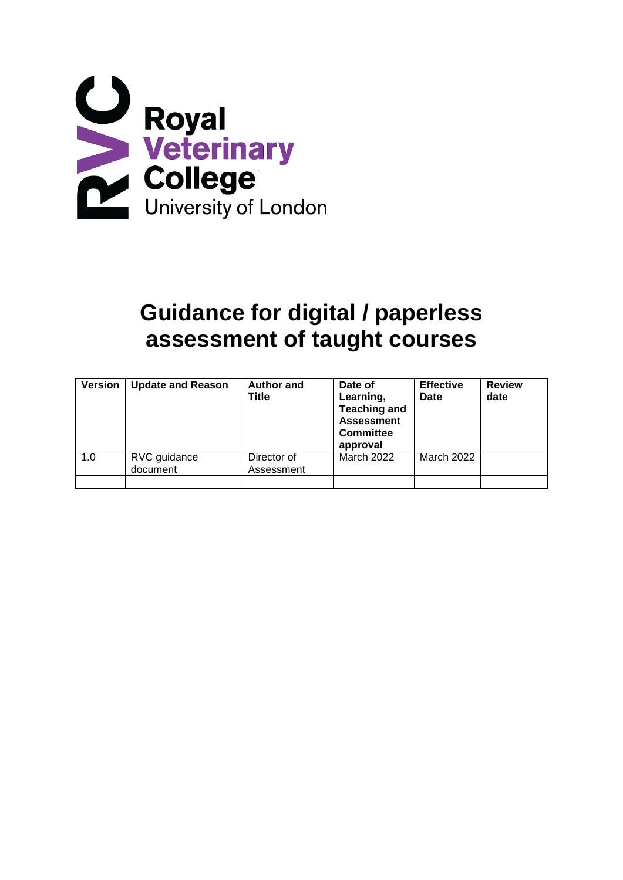Royal Veterinary College
University of London

# Guidance for digital / paperless assessment of taught courses

| Version | Update and Reason | Author and Title | Date of Learning, Teaching and Assessment Committee approval | Effective Date | Review date |
|---|---|---|---|---|---|
| 1.0 | RVC guidance document | Director of Assessment | March 2022 | March 2022 | |
| | | | | | |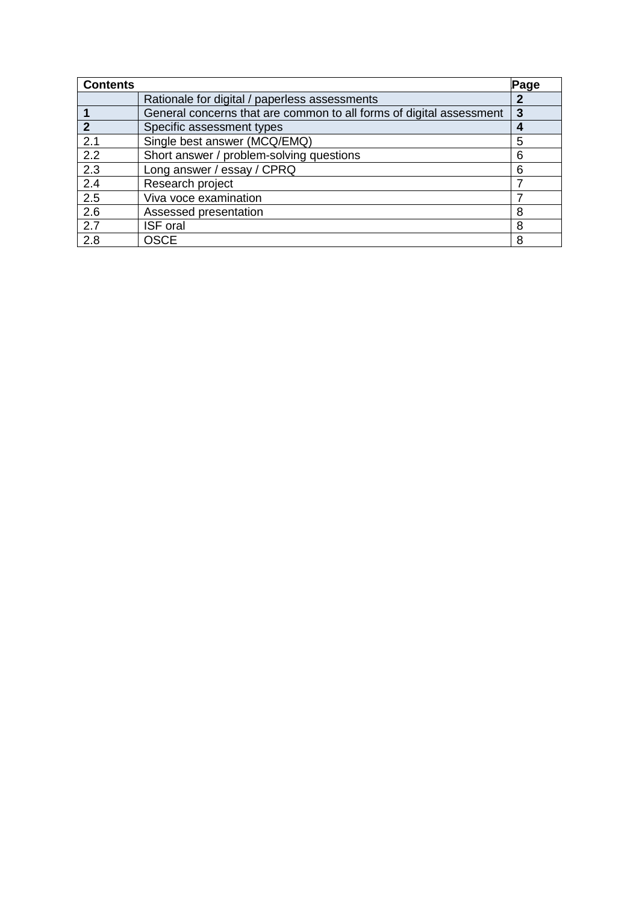| **Contents** | | **Page** |
|---|---|---|
| | Rationale for digital / paperless assessments | **2** |
| **1** | General concerns that are common to all forms of digital assessment | **3** |
| **2** | Specific assessment types | **4** |
| 2.1 | Single best answer (MCQ/EMQ) | 5 |
| 2.2 | Short answer / problem-solving questions | 6 |
| 2.3 | Long answer / essay / CPRQ | 6 |
| 2.4 | Research project | 7 |
| 2.5 | Viva voce examination | 7 |
| 2.6 | Assessed presentation | 8 |
| 2.7 | ISF oral | 8 |
| 2.8 | OSCE | 8 |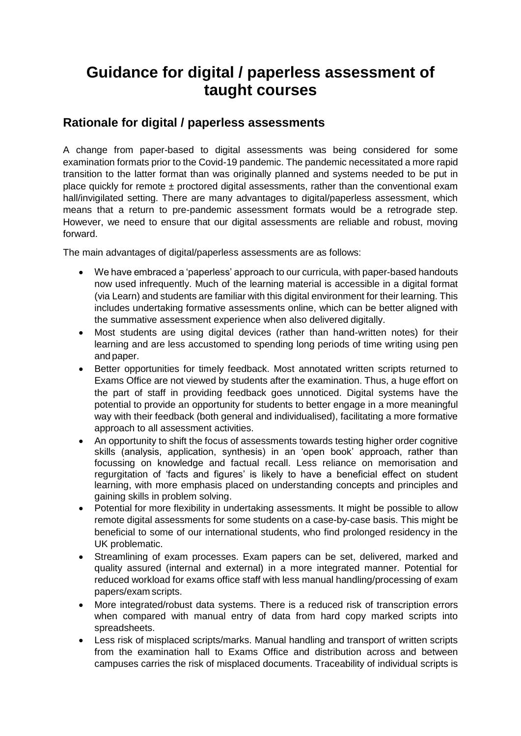# Guidance for digital / paperless assessment of taught courses

## Rationale for digital / paperless assessments

A change from paper-based to digital assessments was being considered for some examination formats prior to the Covid-19 pandemic. The pandemic necessitated a more rapid transition to the latter format than was originally planned and systems needed to be put in place quickly for remote ± proctored digital assessments, rather than the conventional exam hall/invigilated setting. There are many advantages to digital/paperless assessment, which means that a return to pre-pandemic assessment formats would be a retrograde step. However, we need to ensure that our digital assessments are reliable and robust, moving forward.

The main advantages of digital/paperless assessments are as follows:

- We have embraced a 'paperless' approach to our curricula, with paper-based handouts now used infrequently. Much of the learning material is accessible in a digital format (via Learn) and students are familiar with this digital environment for their learning. This includes undertaking formative assessments online, which can be better aligned with the summative assessment experience when also delivered digitally.
- Most students are using digital devices (rather than hand-written notes) for their learning and are less accustomed to spending long periods of time writing using pen and paper.
- Better opportunities for timely feedback. Most annotated written scripts returned to Exams Office are not viewed by students after the examination. Thus, a huge effort on the part of staff in providing feedback goes unnoticed. Digital systems have the potential to provide an opportunity for students to better engage in a more meaningful way with their feedback (both general and individualised), facilitating a more formative approach to all assessment activities.
- An opportunity to shift the focus of assessments towards testing higher order cognitive skills (analysis, application, synthesis) in an 'open book' approach, rather than focussing on knowledge and factual recall. Less reliance on memorisation and regurgitation of 'facts and figures' is likely to have a beneficial effect on student learning, with more emphasis placed on understanding concepts and principles and gaining skills in problem solving.
- Potential for more flexibility in undertaking assessments. It might be possible to allow remote digital assessments for some students on a case-by-case basis. This might be beneficial to some of our international students, who find prolonged residency in the UK problematic.
- Streamlining of exam processes. Exam papers can be set, delivered, marked and quality assured (internal and external) in a more integrated manner. Potential for reduced workload for exams office staff with less manual handling/processing of exam papers/exam scripts.
- More integrated/robust data systems. There is a reduced risk of transcription errors when compared with manual entry of data from hard copy marked scripts into spreadsheets.
- Less risk of misplaced scripts/marks. Manual handling and transport of written scripts from the examination hall to Exams Office and distribution across and between campuses carries the risk of misplaced documents. Traceability of individual scripts is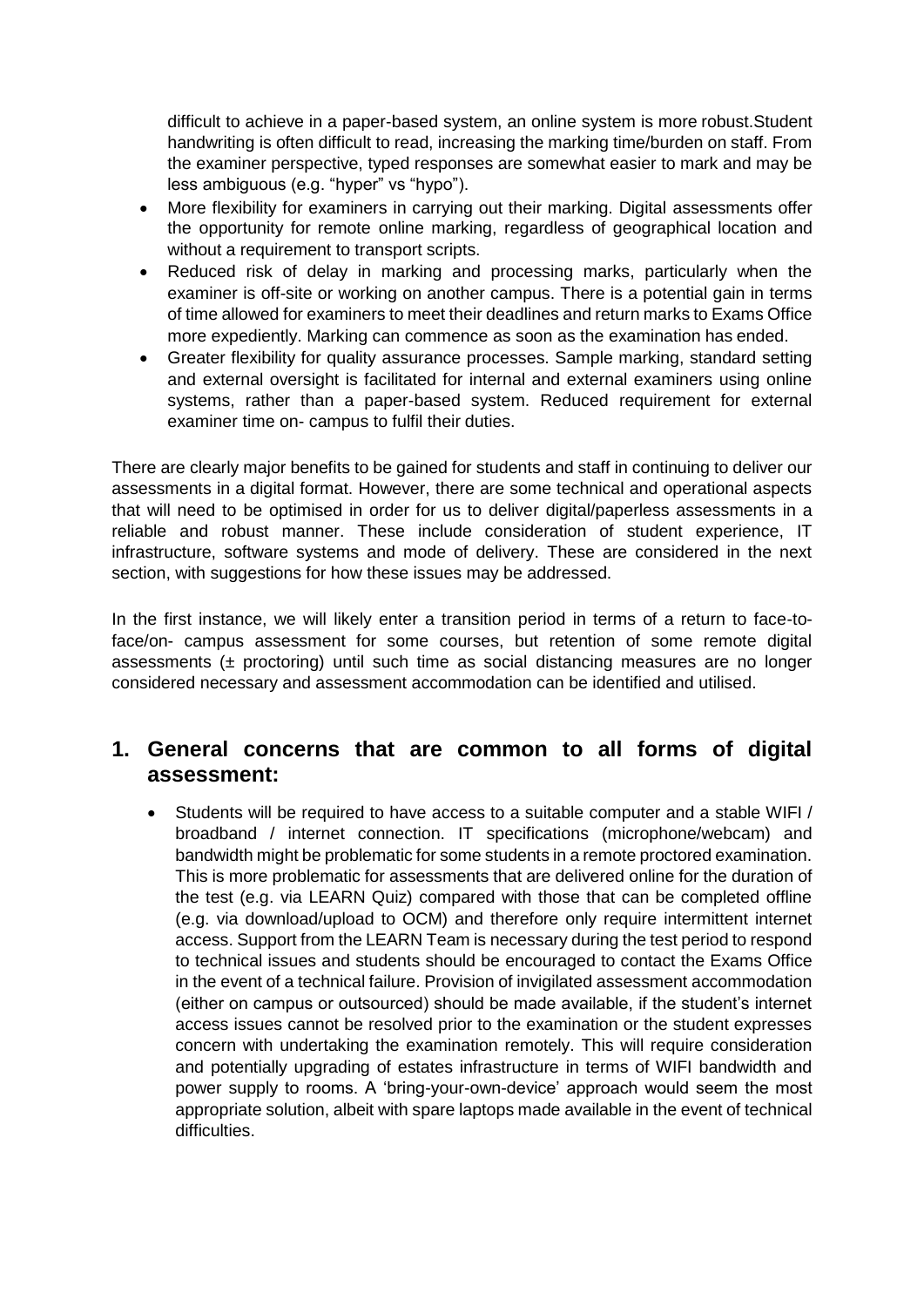difficult to achieve in a paper-based system, an online system is more robust.Student handwriting is often difficult to read, increasing the marking time/burden on staff. From the examiner perspective, typed responses are somewhat easier to mark and may be less ambiguous (e.g. "hyper" vs "hypo").

- More flexibility for examiners in carrying out their marking. Digital assessments offer the opportunity for remote online marking, regardless of geographical location and without a requirement to transport scripts.
- Reduced risk of delay in marking and processing marks, particularly when the examiner is off-site or working on another campus. There is a potential gain in terms of time allowed for examiners to meet their deadlines and return marks to Exams Office more expediently. Marking can commence as soon as the examination has ended.
- Greater flexibility for quality assurance processes. Sample marking, standard setting and external oversight is facilitated for internal and external examiners using online systems, rather than a paper-based system. Reduced requirement for external examiner time on- campus to fulfil their duties.

There are clearly major benefits to be gained for students and staff in continuing to deliver our assessments in a digital format. However, there are some technical and operational aspects that will need to be optimised in order for us to deliver digital/paperless assessments in a reliable and robust manner. These include consideration of student experience, IT infrastructure, software systems and mode of delivery. These are considered in the next section, with suggestions for how these issues may be addressed.

In the first instance, we will likely enter a transition period in terms of a return to face-to-face/on- campus assessment for some courses, but retention of some remote digital assessments (± proctoring) until such time as social distancing measures are no longer considered necessary and assessment accommodation can be identified and utilised.

## 1. General concerns that are common to all forms of digital assessment:

- Students will be required to have access to a suitable computer and a stable WIFI / broadband / internet connection. IT specifications (microphone/webcam) and bandwidth might be problematic for some students in a remote proctored examination. This is more problematic for assessments that are delivered online for the duration of the test (e.g. via LEARN Quiz) compared with those that can be completed offline (e.g. via download/upload to OCM) and therefore only require intermittent internet access. Support from the LEARN Team is necessary during the test period to respond to technical issues and students should be encouraged to contact the Exams Office in the event of a technical failure. Provision of invigilated assessment accommodation (either on campus or outsourced) should be made available, if the student's internet access issues cannot be resolved prior to the examination or the student expresses concern with undertaking the examination remotely. This will require consideration and potentially upgrading of estates infrastructure in terms of WIFI bandwidth and power supply to rooms. A 'bring-your-own-device' approach would seem the most appropriate solution, albeit with spare laptops made available in the event of technical difficulties.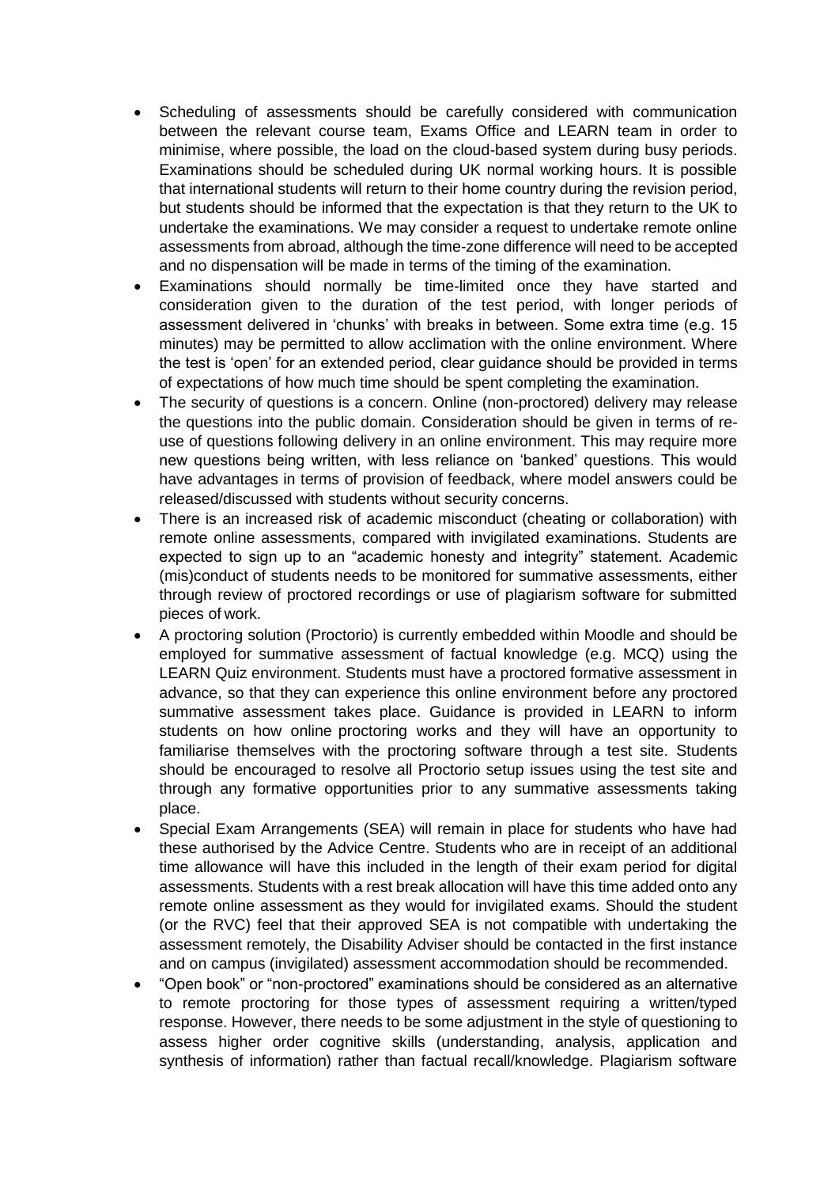- Scheduling of assessments should be carefully considered with communication between the relevant course team, Exams Office and LEARN team in order to minimise, where possible, the load on the cloud-based system during busy periods. Examinations should be scheduled during UK normal working hours. It is possible that international students will return to their home country during the revision period, but students should be informed that the expectation is that they return to the UK to undertake the examinations. We may consider a request to undertake remote online assessments from abroad, although the time-zone difference will need to be accepted and no dispensation will be made in terms of the timing of the examination.
- Examinations should normally be time-limited once they have started and consideration given to the duration of the test period, with longer periods of assessment delivered in 'chunks' with breaks in between. Some extra time (e.g. 15 minutes) may be permitted to allow acclimation with the online environment. Where the test is 'open' for an extended period, clear guidance should be provided in terms of expectations of how much time should be spent completing the examination.
- The security of questions is a concern. Online (non-proctored) delivery may release the questions into the public domain. Consideration should be given in terms of re-use of questions following delivery in an online environment. This may require more new questions being written, with less reliance on 'banked' questions. This would have advantages in terms of provision of feedback, where model answers could be released/discussed with students without security concerns.
- There is an increased risk of academic misconduct (cheating or collaboration) with remote online assessments, compared with invigilated examinations. Students are expected to sign up to an "academic honesty and integrity" statement. Academic (mis)conduct of students needs to be monitored for summative assessments, either through review of proctored recordings or use of plagiarism software for submitted pieces of work.
- A proctoring solution (Proctorio) is currently embedded within Moodle and should be employed for summative assessment of factual knowledge (e.g. MCQ) using the LEARN Quiz environment. Students must have a proctored formative assessment in advance, so that they can experience this online environment before any proctored summative assessment takes place. Guidance is provided in LEARN to inform students on how online proctoring works and they will have an opportunity to familiarise themselves with the proctoring software through a test site. Students should be encouraged to resolve all Proctorio setup issues using the test site and through any formative opportunities prior to any summative assessments taking place.
- Special Exam Arrangements (SEA) will remain in place for students who have had these authorised by the Advice Centre. Students who are in receipt of an additional time allowance will have this included in the length of their exam period for digital assessments. Students with a rest break allocation will have this time added onto any remote online assessment as they would for invigilated exams. Should the student (or the RVC) feel that their approved SEA is not compatible with undertaking the assessment remotely, the Disability Adviser should be contacted in the first instance and on campus (invigilated) assessment accommodation should be recommended.
- "Open book" or "non-proctored" examinations should be considered as an alternative to remote proctoring for those types of assessment requiring a written/typed response. However, there needs to be some adjustment in the style of questioning to assess higher order cognitive skills (understanding, analysis, application and synthesis of information) rather than factual recall/knowledge. Plagiarism software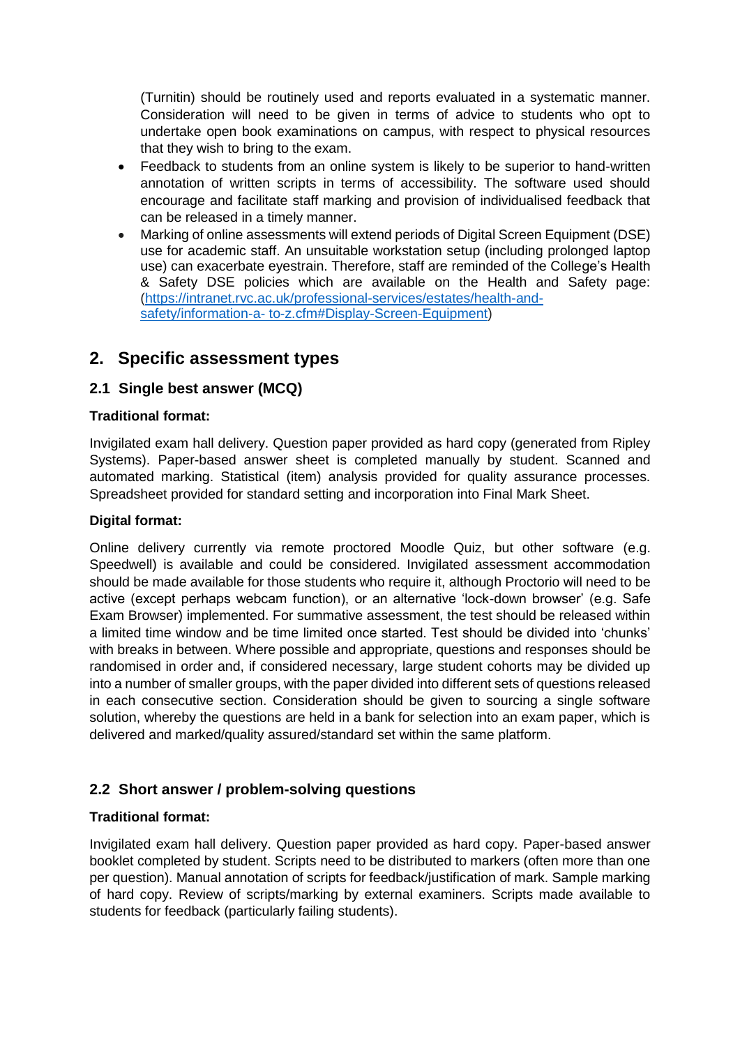(Turnitin) should be routinely used and reports evaluated in a systematic manner. Consideration will need to be given in terms of advice to students who opt to undertake open book examinations on campus, with respect to physical resources that they wish to bring to the exam.

- Feedback to students from an online system is likely to be superior to hand-written annotation of written scripts in terms of accessibility. The software used should encourage and facilitate staff marking and provision of individualised feedback that can be released in a timely manner.
- Marking of online assessments will extend periods of Digital Screen Equipment (DSE) use for academic staff. An unsuitable workstation setup (including prolonged laptop use) can exacerbate eyestrain. Therefore, staff are reminded of the College's Health & Safety DSE policies which are available on the Health and Safety page: ([https://intranet.rvc.ac.uk/professional-services/estates/health-and-safety/information-a- to-z.cfm#Display-Screen-Equipment](https://intranet.rvc.ac.uk/professional-services/estates/health-and-safety/information-a-to-z.cfm#Display-Screen-Equipment))

## 2. Specific assessment types

### 2.1 Single best answer (MCQ)

**Traditional format:**

Invigilated exam hall delivery. Question paper provided as hard copy (generated from Ripley Systems). Paper-based answer sheet is completed manually by student. Scanned and automated marking. Statistical (item) analysis provided for quality assurance processes. Spreadsheet provided for standard setting and incorporation into Final Mark Sheet.

**Digital format:**

Online delivery currently via remote proctored Moodle Quiz, but other software (e.g. Speedwell) is available and could be considered. Invigilated assessment accommodation should be made available for those students who require it, although Proctorio will need to be active (except perhaps webcam function), or an alternative 'lock-down browser' (e.g. Safe Exam Browser) implemented. For summative assessment, the test should be released within a limited time window and be time limited once started. Test should be divided into 'chunks' with breaks in between. Where possible and appropriate, questions and responses should be randomised in order and, if considered necessary, large student cohorts may be divided up into a number of smaller groups, with the paper divided into different sets of questions released in each consecutive section. Consideration should be given to sourcing a single software solution, whereby the questions are held in a bank for selection into an exam paper, which is delivered and marked/quality assured/standard set within the same platform.

### 2.2 Short answer / problem-solving questions

**Traditional format:**

Invigilated exam hall delivery. Question paper provided as hard copy. Paper-based answer booklet completed by student. Scripts need to be distributed to markers (often more than one per question). Manual annotation of scripts for feedback/justification of mark. Sample marking of hard copy. Review of scripts/marking by external examiners. Scripts made available to students for feedback (particularly failing students).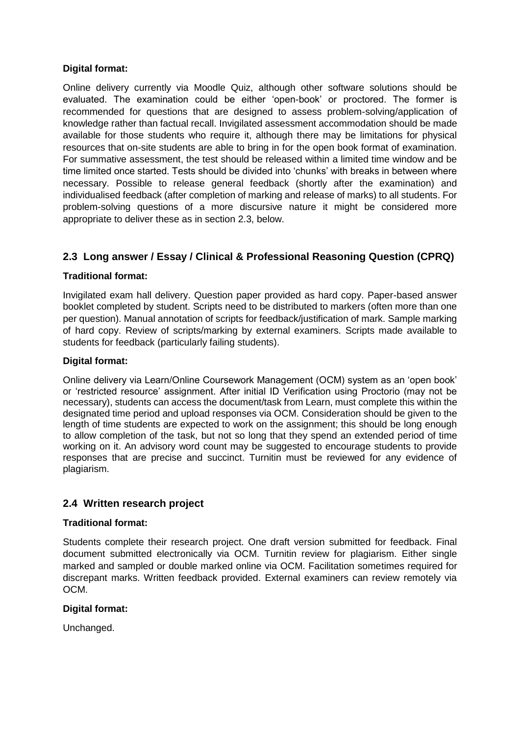**Digital format:**

Online delivery currently via Moodle Quiz, although other software solutions should be evaluated. The examination could be either 'open-book' or proctored. The former is recommended for questions that are designed to assess problem-solving/application of knowledge rather than factual recall. Invigilated assessment accommodation should be made available for those students who require it, although there may be limitations for physical resources that on-site students are able to bring in for the open book format of examination. For summative assessment, the test should be released within a limited time window and be time limited once started. Tests should be divided into 'chunks' with breaks in between where necessary. Possible to release general feedback (shortly after the examination) and individualised feedback (after completion of marking and release of marks) to all students. For problem-solving questions of a more discursive nature it might be considered more appropriate to deliver these as in section 2.3, below.

## 2.3 Long answer / Essay / Clinical & Professional Reasoning Question (CPRQ)

**Traditional format:**

Invigilated exam hall delivery. Question paper provided as hard copy. Paper-based answer booklet completed by student. Scripts need to be distributed to markers (often more than one per question). Manual annotation of scripts for feedback/justification of mark. Sample marking of hard copy. Review of scripts/marking by external examiners. Scripts made available to students for feedback (particularly failing students).

**Digital format:**

Online delivery via Learn/Online Coursework Management (OCM) system as an 'open book' or 'restricted resource' assignment. After initial ID Verification using Proctorio (may not be necessary), students can access the document/task from Learn, must complete this within the designated time period and upload responses via OCM. Consideration should be given to the length of time students are expected to work on the assignment; this should be long enough to allow completion of the task, but not so long that they spend an extended period of time working on it. An advisory word count may be suggested to encourage students to provide responses that are precise and succinct. Turnitin must be reviewed for any evidence of plagiarism.

## 2.4 Written research project

**Traditional format:**

Students complete their research project. One draft version submitted for feedback. Final document submitted electronically via OCM. Turnitin review for plagiarism. Either single marked and sampled or double marked online via OCM. Facilitation sometimes required for discrepant marks. Written feedback provided. External examiners can review remotely via OCM.

**Digital format:**

Unchanged.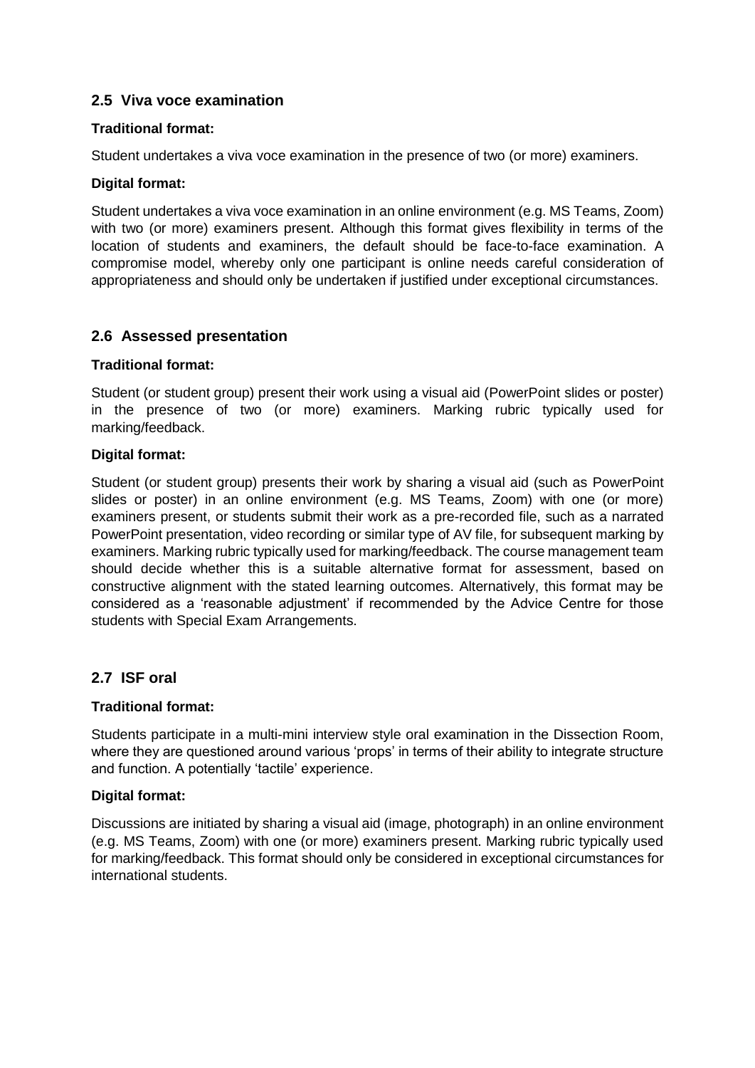## 2.5 Viva voce examination

**Traditional format:**

Student undertakes a viva voce examination in the presence of two (or more) examiners.

**Digital format:**

Student undertakes a viva voce examination in an online environment (e.g. MS Teams, Zoom) with two (or more) examiners present. Although this format gives flexibility in terms of the location of students and examiners, the default should be face-to-face examination. A compromise model, whereby only one participant is online needs careful consideration of appropriateness and should only be undertaken if justified under exceptional circumstances.

## 2.6 Assessed presentation

**Traditional format:**

Student (or student group) present their work using a visual aid (PowerPoint slides or poster) in the presence of two (or more) examiners. Marking rubric typically used for marking/feedback.

**Digital format:**

Student (or student group) presents their work by sharing a visual aid (such as PowerPoint slides or poster) in an online environment (e.g. MS Teams, Zoom) with one (or more) examiners present, or students submit their work as a pre-recorded file, such as a narrated PowerPoint presentation, video recording or similar type of AV file, for subsequent marking by examiners. Marking rubric typically used for marking/feedback. The course management team should decide whether this is a suitable alternative format for assessment, based on constructive alignment with the stated learning outcomes. Alternatively, this format may be considered as a 'reasonable adjustment' if recommended by the Advice Centre for those students with Special Exam Arrangements.

## 2.7 ISF oral

**Traditional format:**

Students participate in a multi-mini interview style oral examination in the Dissection Room, where they are questioned around various 'props' in terms of their ability to integrate structure and function. A potentially 'tactile' experience.

**Digital format:**

Discussions are initiated by sharing a visual aid (image, photograph) in an online environment (e.g. MS Teams, Zoom) with one (or more) examiners present. Marking rubric typically used for marking/feedback. This format should only be considered in exceptional circumstances for international students.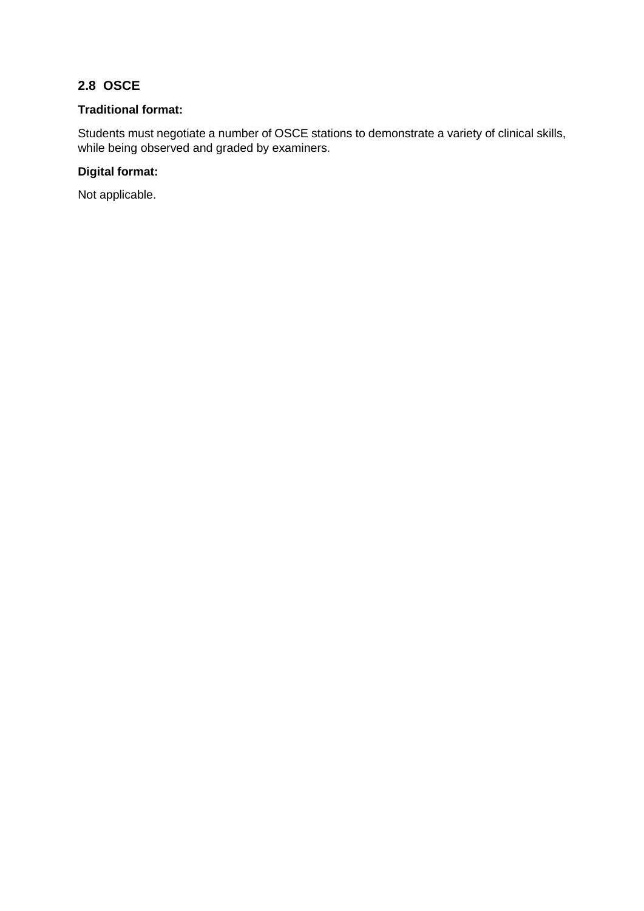## 2.8 OSCE

**Traditional format:**

Students must negotiate a number of OSCE stations to demonstrate a variety of clinical skills, while being observed and graded by examiners.

**Digital format:**

Not applicable.